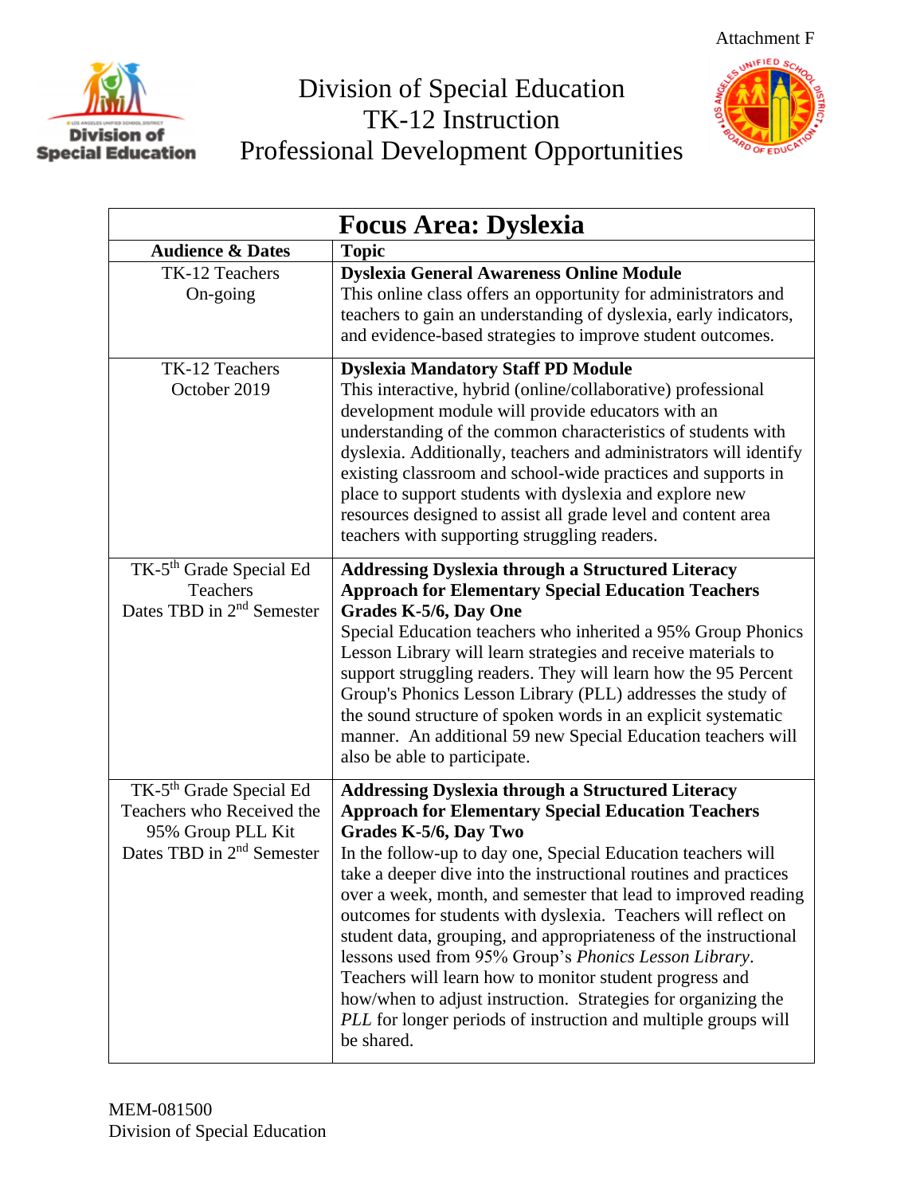Attachment F

# Division of Special Education
# TK-12 Instruction
# Professional Development Opportunities

| **Focus Area: Dyslexia** | |
|---|---|
| **Audience & Dates** | **Topic** |
| TK-12 Teachers<br>On-going | **Dyslexia General Awareness Online Module**<br>This online class offers an opportunity for administrators and teachers to gain an understanding of dyslexia, early indicators, and evidence-based strategies to improve student outcomes. |
| TK-12 Teachers<br>October 2019 | **Dyslexia Mandatory Staff PD Module**<br>This interactive, hybrid (online/collaborative) professional development module will provide educators with an understanding of the common characteristics of students with dyslexia. Additionally, teachers and administrators will identify existing classroom and school-wide practices and supports in place to support students with dyslexia and explore new resources designed to assist all grade level and content area teachers with supporting struggling readers. |
| TK-5th Grade Special Ed Teachers<br>Dates TBD in 2nd Semester | **Addressing Dyslexia through a Structured Literacy Approach for Elementary Special Education Teachers Grades K-5/6, Day One**<br>Special Education teachers who inherited a 95% Group Phonics Lesson Library will learn strategies and receive materials to support struggling readers. They will learn how the 95 Percent Group's Phonics Lesson Library (PLL) addresses the study of the sound structure of spoken words in an explicit systematic manner. An additional 59 new Special Education teachers will also be able to participate. |
| TK-5th Grade Special Ed Teachers who Received the 95% Group PLL Kit<br>Dates TBD in 2nd Semester | **Addressing Dyslexia through a Structured Literacy Approach for Elementary Special Education Teachers Grades K-5/6, Day Two**<br>In the follow-up to day one, Special Education teachers will take a deeper dive into the instructional routines and practices over a week, month, and semester that lead to improved reading outcomes for students with dyslexia. Teachers will reflect on student data, grouping, and appropriateness of the instructional lessons used from 95% Group's *Phonics Lesson Library*. Teachers will learn how to monitor student progress and how/when to adjust instruction. Strategies for organizing the *PLL* for longer periods of instruction and multiple groups will be shared. |

MEM-081500
Division of Special Education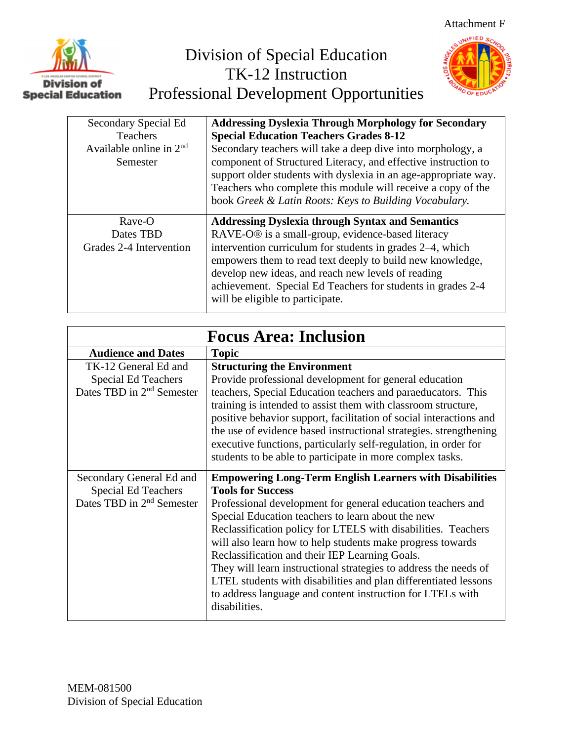Attachment F

# Division of Special Education
# TK-12 Instruction
# Professional Development Opportunities

| | |
|---|---|
| Secondary Special Ed Teachers<br>Available online in 2nd Semester | **Addressing Dyslexia Through Morphology for Secondary Special Education Teachers Grades 8-12**<br>Secondary teachers will take a deep dive into morphology, a component of Structured Literacy, and effective instruction to support older students with dyslexia in an age-appropriate way. Teachers who complete this module will receive a copy of the book *Greek & Latin Roots: Keys to Building Vocabulary.* |
| Rave-O<br>Dates TBD<br>Grades 2-4 Intervention | **Addressing Dyslexia through Syntax and Semantics**<br>RAVE-O® is a small-group, evidence-based literacy intervention curriculum for students in grades 2–4, which empowers them to read text deeply to build new knowledge, develop new ideas, and reach new levels of reading achievement. Special Ed Teachers for students in grades 2-4 will be eligible to participate. |

## Focus Area: Inclusion

| Audience and Dates | Topic |
|---|---|
| TK-12 General Ed and Special Ed Teachers<br>Dates TBD in 2nd Semester | **Structuring the Environment**<br>Provide professional development for general education teachers, Special Education teachers and paraeducators. This training is intended to assist them with classroom structure, positive behavior support, facilitation of social interactions and the use of evidence based instructional strategies. strengthening executive functions, particularly self-regulation, in order for students to be able to participate in more complex tasks. |
| Secondary General Ed and Special Ed Teachers<br>Dates TBD in 2nd Semester | **Empowering Long-Term English Learners with Disabilities Tools for Success**<br>Professional development for general education teachers and Special Education teachers to learn about the new Reclassification policy for LTELS with disabilities. Teachers will also learn how to help students make progress towards Reclassification and their IEP Learning Goals.<br>They will learn instructional strategies to address the needs of LTEL students with disabilities and plan differentiated lessons to address language and content instruction for LTELs with disabilities. |

MEM-081500
Division of Special Education